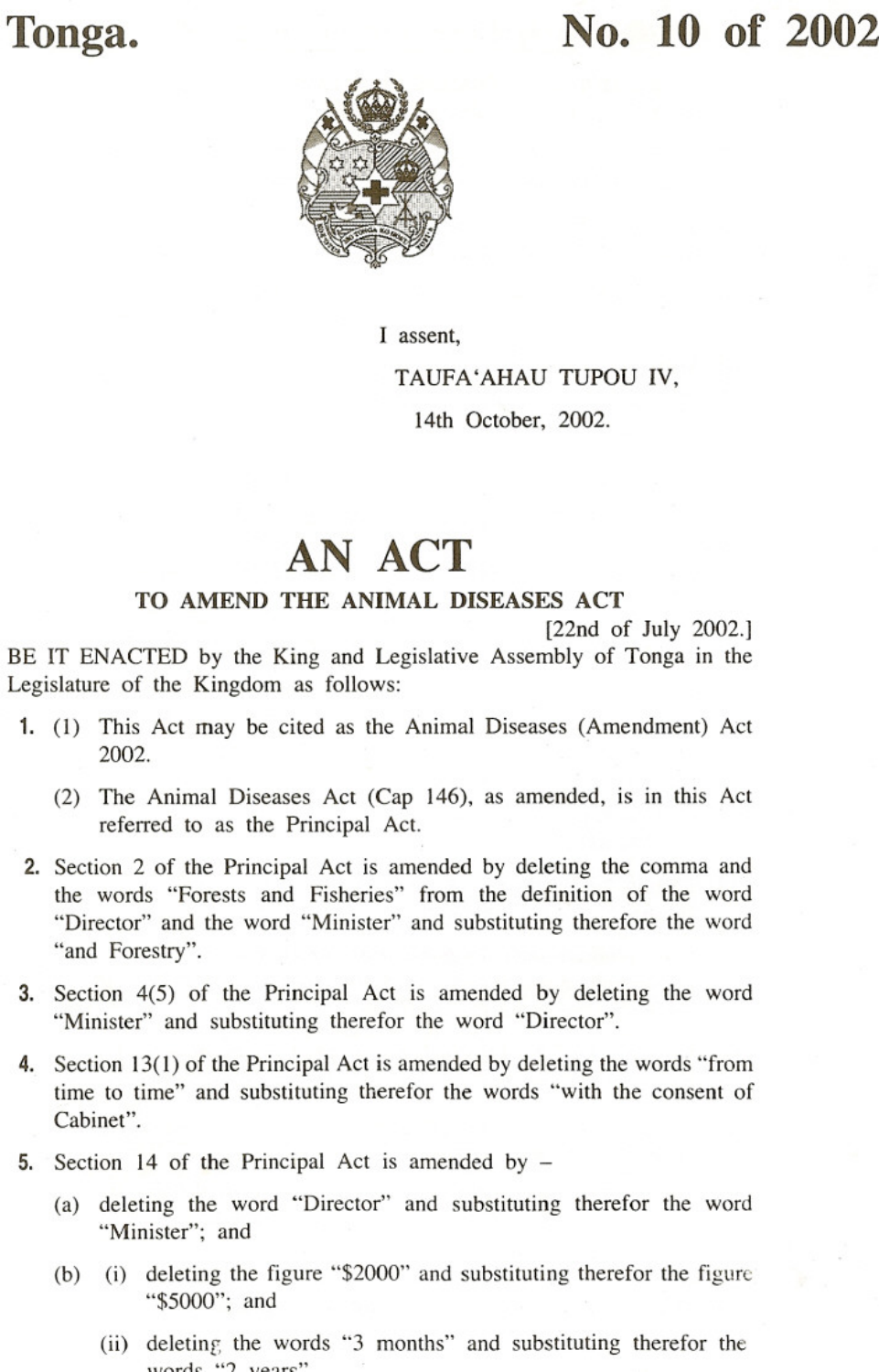**Tonga.** **No. 10 of 2002**

I assent,

TAUFA'AHAU TUPOU IV,

14th October, 2002.

# AN ACT

## TO AMEND THE ANIMAL DISEASES ACT

[22nd of July 2002.]

BE IT ENACTED by the King and Legislative Assembly of Tonga in the Legislature of the Kingdom as follows:

**1.** (1) This Act may be cited as the Animal Diseases (Amendment) Act 2002.

(2) The Animal Diseases Act (Cap 146), as amended, is in this Act referred to as the Principal Act.

**2.** Section 2 of the Principal Act is amended by deleting the comma and the words "Forests and Fisheries" from the definition of the word "Director" and the word "Minister" and substituting therefore the word "and Forestry".

**3.** Section 4(5) of the Principal Act is amended by deleting the word "Minister" and substituting therefor the word "Director".

**4.** Section 13(1) of the Principal Act is amended by deleting the words "from time to time" and substituting therefor the words "with the consent of Cabinet".

**5.** Section 14 of the Principal Act is amended by –

(a) deleting the word "Director" and substituting therefor the word "Minister"; and

(b) (i) deleting the figure "$2000" and substituting therefor the figure "$5000"; and

(ii) deleting the words "3 months" and substituting therefor the words "2 years".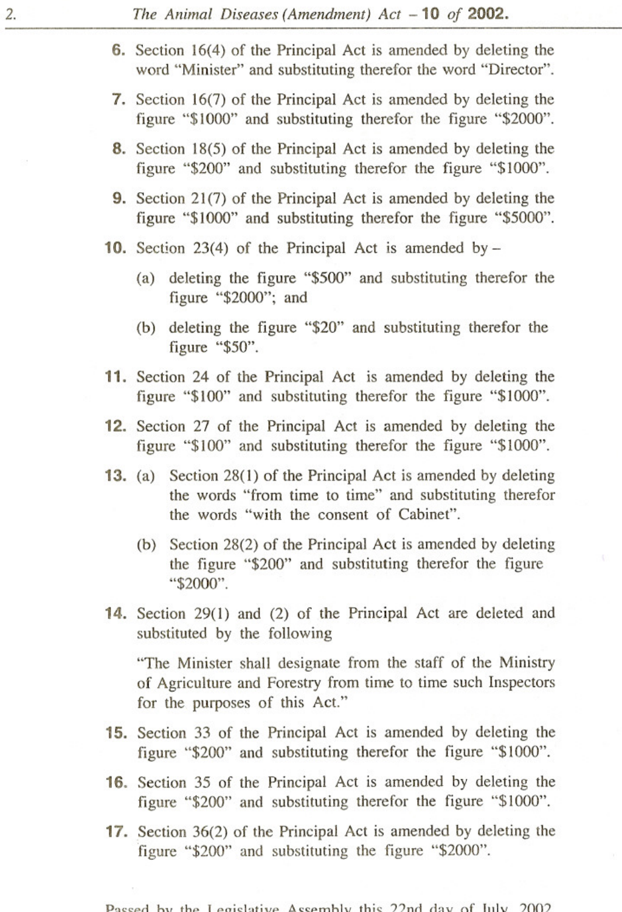6. Section 16(4) of the Principal Act is amended by deleting the word "Minister" and substituting therefor the word "Director".

7. Section 16(7) of the Principal Act is amended by deleting the figure "$1000" and substituting therefor the figure "$2000".

8. Section 18(5) of the Principal Act is amended by deleting the figure "$200" and substituting therefor the figure "$1000".

9. Section 21(7) of the Principal Act is amended by deleting the figure "$1000" and substituting therefor the figure "$5000".

10. Section 23(4) of the Principal Act is amended by –

    (a) deleting the figure "$500" and substituting therefor the figure "$2000"; and

    (b) deleting the figure "$20" and substituting therefor the figure "$50".

11. Section 24 of the Principal Act is amended by deleting the figure "$100" and substituting therefor the figure "$1000".

12. Section 27 of the Principal Act is amended by deleting the figure "$100" and substituting therefor the figure "$1000".

13. (a) Section 28(1) of the Principal Act is amended by deleting the words "from time to time" and substituting therefor the words "with the consent of Cabinet".

    (b) Section 28(2) of the Principal Act is amended by deleting the figure "$200" and substituting therefor the figure "$2000".

14. Section 29(1) and (2) of the Principal Act are deleted and substituted by the following

    "The Minister shall designate from the staff of the Ministry of Agriculture and Forestry from time to time such Inspectors for the purposes of this Act."

15. Section 33 of the Principal Act is amended by deleting the figure "$200" and substituting therefor the figure "$1000".

16. Section 35 of the Principal Act is amended by deleting the figure "$200" and substituting therefor the figure "$1000".

17. Section 36(2) of the Principal Act is amended by deleting the figure "$200" and substituting the figure "$2000".

Passed by the Legislative Assembly this 22nd day of July, 2002.